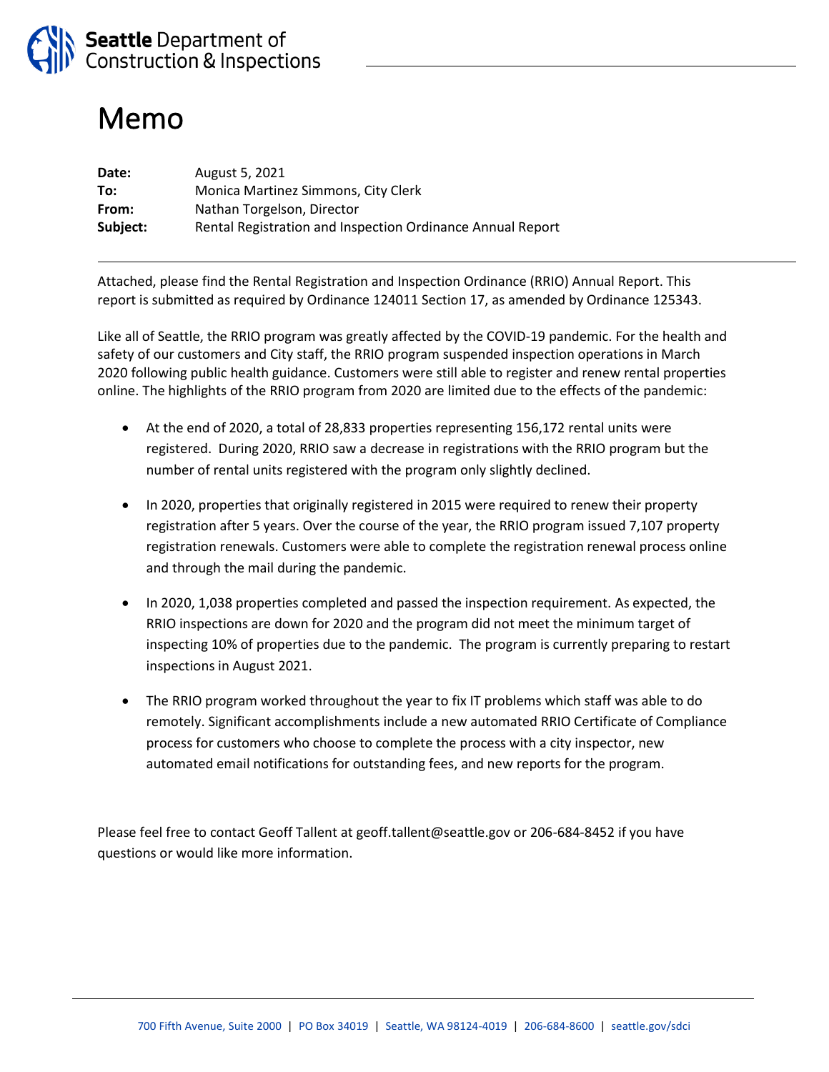Seattle Department of Construction & Inspections

# Memo

**Date:** August 5, 2021
**To:** Monica Martinez Simmons, City Clerk
**From:** Nathan Torgelson, Director
**Subject:** Rental Registration and Inspection Ordinance Annual Report

Attached, please find the Rental Registration and Inspection Ordinance (RRIO) Annual Report. This report is submitted as required by Ordinance 124011 Section 17, as amended by Ordinance 125343.

Like all of Seattle, the RRIO program was greatly affected by the COVID-19 pandemic. For the health and safety of our customers and City staff, the RRIO program suspended inspection operations in March 2020 following public health guidance. Customers were still able to register and renew rental properties online. The highlights of the RRIO program from 2020 are limited due to the effects of the pandemic:

- At the end of 2020, a total of 28,833 properties representing 156,172 rental units were registered. During 2020, RRIO saw a decrease in registrations with the RRIO program but the number of rental units registered with the program only slightly declined.
- In 2020, properties that originally registered in 2015 were required to renew their property registration after 5 years. Over the course of the year, the RRIO program issued 7,107 property registration renewals. Customers were able to complete the registration renewal process online and through the mail during the pandemic.
- In 2020, 1,038 properties completed and passed the inspection requirement. As expected, the RRIO inspections are down for 2020 and the program did not meet the minimum target of inspecting 10% of properties due to the pandemic. The program is currently preparing to restart inspections in August 2021.
- The RRIO program worked throughout the year to fix IT problems which staff was able to do remotely. Significant accomplishments include a new automated RRIO Certificate of Compliance process for customers who choose to complete the process with a city inspector, new automated email notifications for outstanding fees, and new reports for the program.

Please feel free to contact Geoff Tallent at geoff.tallent@seattle.gov or 206-684-8452 if you have questions or would like more information.

700 Fifth Avenue, Suite 2000 | PO Box 34019 | Seattle, WA 98124-4019 | 206-684-8600 | seattle.gov/sdci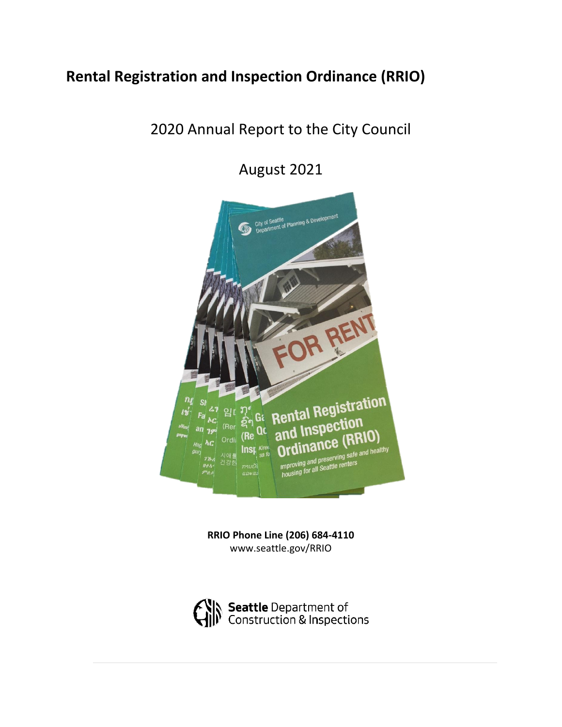# Rental Registration and Inspection Ordinance (RRIO)

2020 Annual Report to the City Council

August 2021

**RRIO Phone Line (206) 684-4110**
www.seattle.gov/RRIO

**Seattle** Department of Construction & Inspections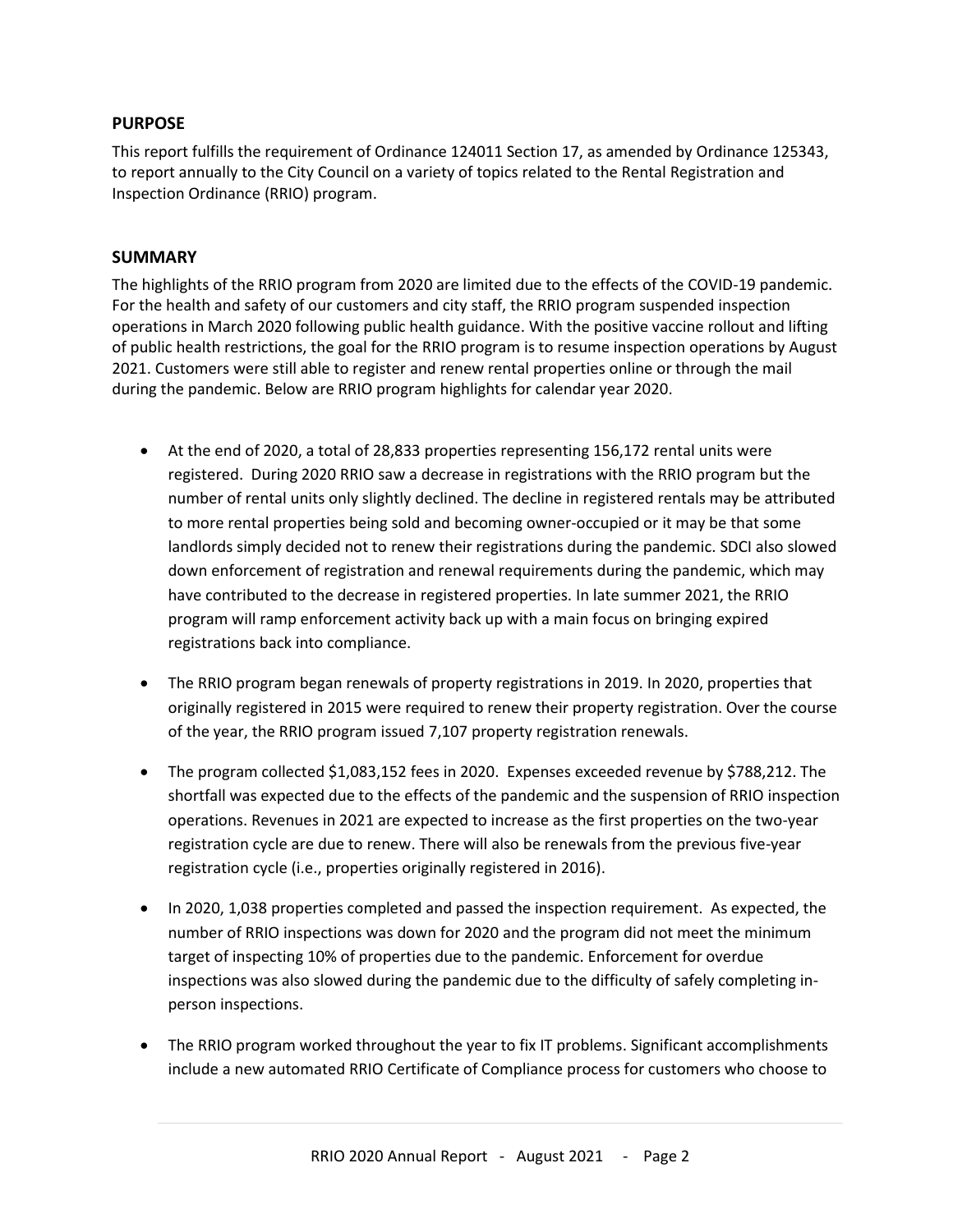## PURPOSE

This report fulfills the requirement of Ordinance 124011 Section 17, as amended by Ordinance 125343, to report annually to the City Council on a variety of topics related to the Rental Registration and Inspection Ordinance (RRIO) program.

## SUMMARY

The highlights of the RRIO program from 2020 are limited due to the effects of the COVID-19 pandemic. For the health and safety of our customers and city staff, the RRIO program suspended inspection operations in March 2020 following public health guidance. With the positive vaccine rollout and lifting of public health restrictions, the goal for the RRIO program is to resume inspection operations by August 2021. Customers were still able to register and renew rental properties online or through the mail during the pandemic. Below are RRIO program highlights for calendar year 2020.

- At the end of 2020, a total of 28,833 properties representing 156,172 rental units were registered. During 2020 RRIO saw a decrease in registrations with the RRIO program but the number of rental units only slightly declined. The decline in registered rentals may be attributed to more rental properties being sold and becoming owner-occupied or it may be that some landlords simply decided not to renew their registrations during the pandemic. SDCI also slowed down enforcement of registration and renewal requirements during the pandemic, which may have contributed to the decrease in registered properties. In late summer 2021, the RRIO program will ramp enforcement activity back up with a main focus on bringing expired registrations back into compliance.

- The RRIO program began renewals of property registrations in 2019. In 2020, properties that originally registered in 2015 were required to renew their property registration. Over the course of the year, the RRIO program issued 7,107 property registration renewals.

- The program collected $1,083,152 fees in 2020. Expenses exceeded revenue by $788,212. The shortfall was expected due to the effects of the pandemic and the suspension of RRIO inspection operations. Revenues in 2021 are expected to increase as the first properties on the two-year registration cycle are due to renew. There will also be renewals from the previous five-year registration cycle (i.e., properties originally registered in 2016).

- In 2020, 1,038 properties completed and passed the inspection requirement. As expected, the number of RRIO inspections was down for 2020 and the program did not meet the minimum target of inspecting 10% of properties due to the pandemic. Enforcement for overdue inspections was also slowed during the pandemic due to the difficulty of safely completing in-person inspections.

- The RRIO program worked throughout the year to fix IT problems. Significant accomplishments include a new automated RRIO Certificate of Compliance process for customers who choose to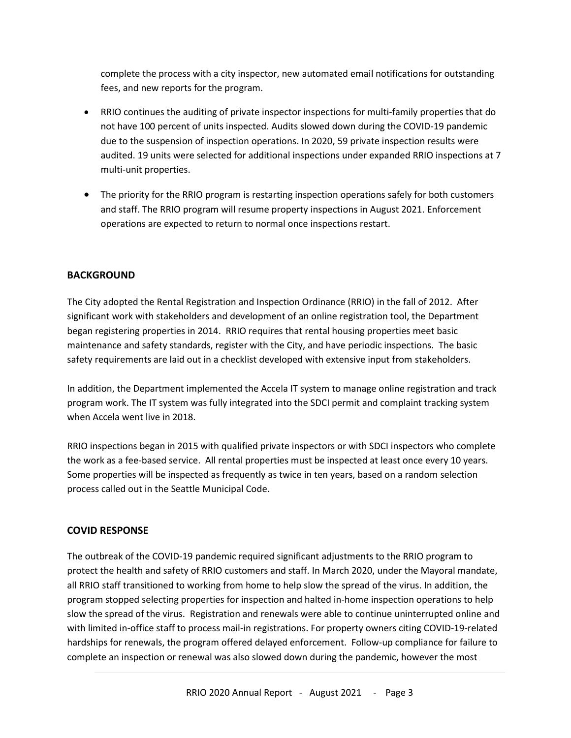complete the process with a city inspector, new automated email notifications for outstanding fees, and new reports for the program.

- RRIO continues the auditing of private inspector inspections for multi-family properties that do not have 100 percent of units inspected. Audits slowed down during the COVID-19 pandemic due to the suspension of inspection operations. In 2020, 59 private inspection results were audited. 19 units were selected for additional inspections under expanded RRIO inspections at 7 multi-unit properties.

- The priority for the RRIO program is restarting inspection operations safely for both customers and staff. The RRIO program will resume property inspections in August 2021. Enforcement operations are expected to return to normal once inspections restart.

## BACKGROUND

The City adopted the Rental Registration and Inspection Ordinance (RRIO) in the fall of 2012. After significant work with stakeholders and development of an online registration tool, the Department began registering properties in 2014. RRIO requires that rental housing properties meet basic maintenance and safety standards, register with the City, and have periodic inspections. The basic safety requirements are laid out in a checklist developed with extensive input from stakeholders.

In addition, the Department implemented the Accela IT system to manage online registration and track program work. The IT system was fully integrated into the SDCI permit and complaint tracking system when Accela went live in 2018.

RRIO inspections began in 2015 with qualified private inspectors or with SDCI inspectors who complete the work as a fee-based service. All rental properties must be inspected at least once every 10 years. Some properties will be inspected as frequently as twice in ten years, based on a random selection process called out in the Seattle Municipal Code.

## COVID RESPONSE

The outbreak of the COVID-19 pandemic required significant adjustments to the RRIO program to protect the health and safety of RRIO customers and staff. In March 2020, under the Mayoral mandate, all RRIO staff transitioned to working from home to help slow the spread of the virus. In addition, the program stopped selecting properties for inspection and halted in-home inspection operations to help slow the spread of the virus. Registration and renewals were able to continue uninterrupted online and with limited in-office staff to process mail-in registrations. For property owners citing COVID-19-related hardships for renewals, the program offered delayed enforcement. Follow-up compliance for failure to complete an inspection or renewal was also slowed down during the pandemic, however the most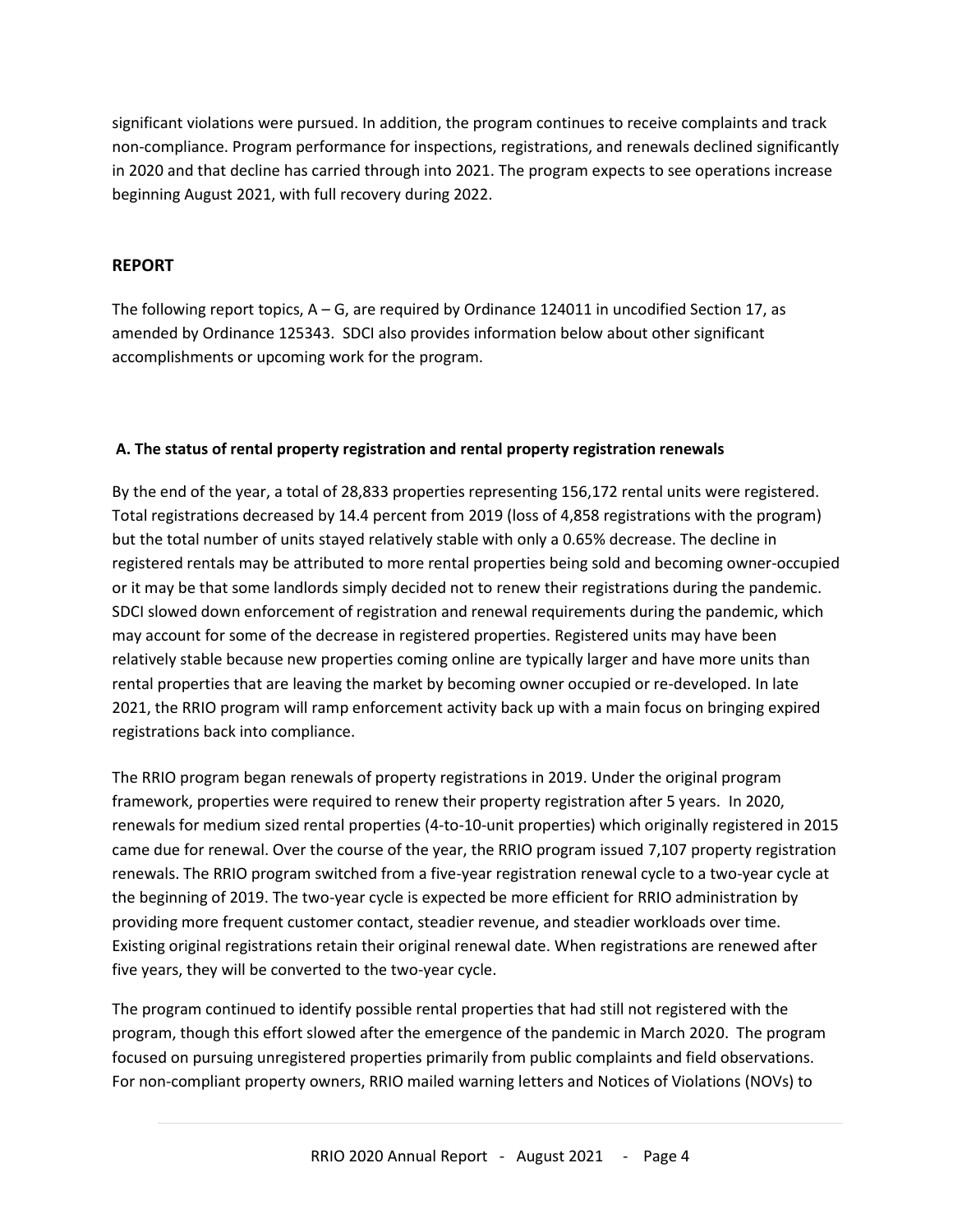significant violations were pursued. In addition, the program continues to receive complaints and track non-compliance. Program performance for inspections, registrations, and renewals declined significantly in 2020 and that decline has carried through into 2021. The program expects to see operations increase beginning August 2021, with full recovery during 2022.

## REPORT

The following report topics, A – G, are required by Ordinance 124011 in uncodified Section 17, as amended by Ordinance 125343. SDCI also provides information below about other significant accomplishments or upcoming work for the program.

### A. The status of rental property registration and rental property registration renewals

By the end of the year, a total of 28,833 properties representing 156,172 rental units were registered. Total registrations decreased by 14.4 percent from 2019 (loss of 4,858 registrations with the program) but the total number of units stayed relatively stable with only a 0.65% decrease. The decline in registered rentals may be attributed to more rental properties being sold and becoming owner-occupied or it may be that some landlords simply decided not to renew their registrations during the pandemic. SDCI slowed down enforcement of registration and renewal requirements during the pandemic, which may account for some of the decrease in registered properties. Registered units may have been relatively stable because new properties coming online are typically larger and have more units than rental properties that are leaving the market by becoming owner occupied or re-developed. In late 2021, the RRIO program will ramp enforcement activity back up with a main focus on bringing expired registrations back into compliance.

The RRIO program began renewals of property registrations in 2019. Under the original program framework, properties were required to renew their property registration after 5 years. In 2020, renewals for medium sized rental properties (4-to-10-unit properties) which originally registered in 2015 came due for renewal. Over the course of the year, the RRIO program issued 7,107 property registration renewals. The RRIO program switched from a five-year registration renewal cycle to a two-year cycle at the beginning of 2019. The two-year cycle is expected be more efficient for RRIO administration by providing more frequent customer contact, steadier revenue, and steadier workloads over time. Existing original registrations retain their original renewal date. When registrations are renewed after five years, they will be converted to the two-year cycle.

The program continued to identify possible rental properties that had still not registered with the program, though this effort slowed after the emergence of the pandemic in March 2020. The program focused on pursuing unregistered properties primarily from public complaints and field observations. For non-compliant property owners, RRIO mailed warning letters and Notices of Violations (NOVs) to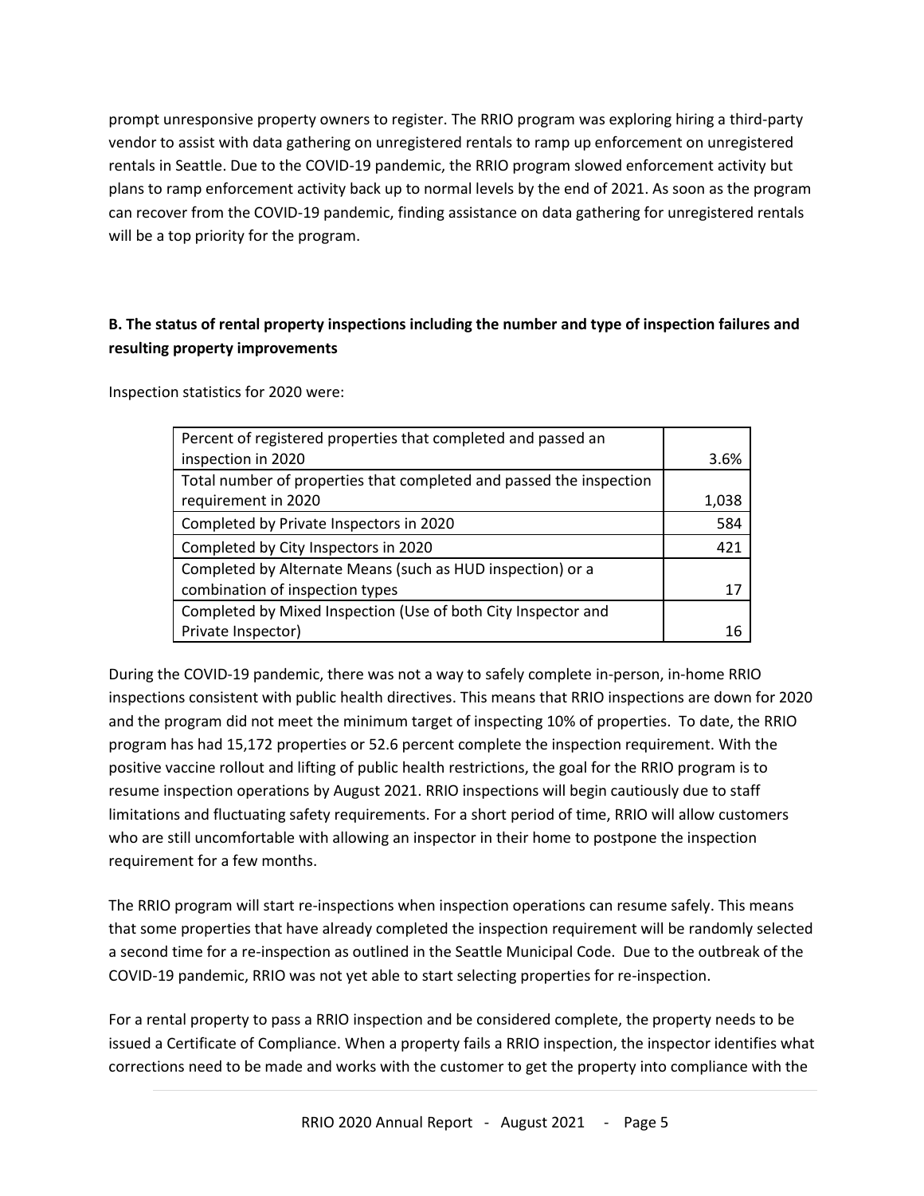prompt unresponsive property owners to register. The RRIO program was exploring hiring a third-party vendor to assist with data gathering on unregistered rentals to ramp up enforcement on unregistered rentals in Seattle. Due to the COVID-19 pandemic, the RRIO program slowed enforcement activity but plans to ramp enforcement activity back up to normal levels by the end of 2021. As soon as the program can recover from the COVID-19 pandemic, finding assistance on data gathering for unregistered rentals will be a top priority for the program.

**B. The status of rental property inspections including the number and type of inspection failures and resulting property improvements**

Inspection statistics for 2020 were:

| | |
|---|---|
| Percent of registered properties that completed and passed an inspection in 2020 | 3.6% |
| Total number of properties that completed and passed the inspection requirement in 2020 | 1,038 |
| Completed by Private Inspectors in 2020 | 584 |
| Completed by City Inspectors in 2020 | 421 |
| Completed by Alternate Means (such as HUD inspection) or a combination of inspection types | 17 |
| Completed by Mixed Inspection (Use of both City Inspector and Private Inspector) | 16 |

During the COVID-19 pandemic, there was not a way to safely complete in-person, in-home RRIO inspections consistent with public health directives. This means that RRIO inspections are down for 2020 and the program did not meet the minimum target of inspecting 10% of properties. To date, the RRIO program has had 15,172 properties or 52.6 percent complete the inspection requirement. With the positive vaccine rollout and lifting of public health restrictions, the goal for the RRIO program is to resume inspection operations by August 2021. RRIO inspections will begin cautiously due to staff limitations and fluctuating safety requirements. For a short period of time, RRIO will allow customers who are still uncomfortable with allowing an inspector in their home to postpone the inspection requirement for a few months.

The RRIO program will start re-inspections when inspection operations can resume safely. This means that some properties that have already completed the inspection requirement will be randomly selected a second time for a re-inspection as outlined in the Seattle Municipal Code. Due to the outbreak of the COVID-19 pandemic, RRIO was not yet able to start selecting properties for re-inspection.

For a rental property to pass a RRIO inspection and be considered complete, the property needs to be issued a Certificate of Compliance. When a property fails a RRIO inspection, the inspector identifies what corrections need to be made and works with the customer to get the property into compliance with the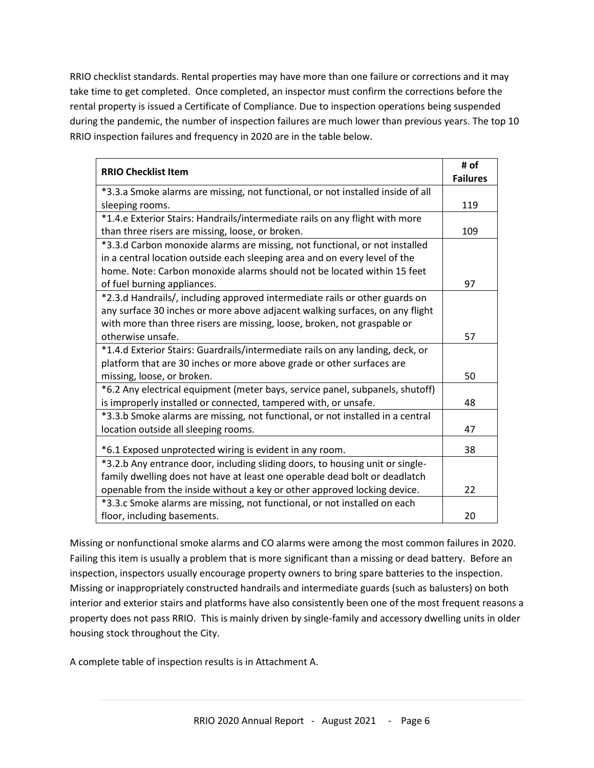RRIO checklist standards. Rental properties may have more than one failure or corrections and it may take time to get completed. Once completed, an inspector must confirm the corrections before the rental property is issued a Certificate of Compliance. Due to inspection operations being suspended during the pandemic, the number of inspection failures are much lower than previous years. The top 10 RRIO inspection failures and frequency in 2020 are in the table below.

| **RRIO Checklist Item** | **# of Failures** |
|---|---|
| *3.3.a Smoke alarms are missing, not functional, or not installed inside of all sleeping rooms. | 119 |
| *1.4.e Exterior Stairs: Handrails/intermediate rails on any flight with more than three risers are missing, loose, or broken. | 109 |
| *3.3.d Carbon monoxide alarms are missing, not functional, or not installed in a central location outside each sleeping area and on every level of the home. Note: Carbon monoxide alarms should not be located within 15 feet of fuel burning appliances. | 97 |
| *2.3.d Handrails/, including approved intermediate rails or other guards on any surface 30 inches or more above adjacent walking surfaces, on any flight with more than three risers are missing, loose, broken, not graspable or otherwise unsafe. | 57 |
| *1.4.d Exterior Stairs: Guardrails/intermediate rails on any landing, deck, or platform that are 30 inches or more above grade or other surfaces are missing, loose, or broken. | 50 |
| *6.2 Any electrical equipment (meter bays, service panel, subpanels, shutoff) is improperly installed or connected, tampered with, or unsafe. | 48 |
| *3.3.b Smoke alarms are missing, not functional, or not installed in a central location outside all sleeping rooms. | 47 |
| *6.1 Exposed unprotected wiring is evident in any room. | 38 |
| *3.2.b Any entrance door, including sliding doors, to housing unit or single-family dwelling does not have at least one operable dead bolt or deadlatch openable from the inside without a key or other approved locking device. | 22 |
| *3.3.c Smoke alarms are missing, not functional, or not installed on each floor, including basements. | 20 |

Missing or nonfunctional smoke alarms and CO alarms were among the most common failures in 2020. Failing this item is usually a problem that is more significant than a missing or dead battery. Before an inspection, inspectors usually encourage property owners to bring spare batteries to the inspection. Missing or inappropriately constructed handrails and intermediate guards (such as balusters) on both interior and exterior stairs and platforms have also consistently been one of the most frequent reasons a property does not pass RRIO. This is mainly driven by single-family and accessory dwelling units in older housing stock throughout the City.

A complete table of inspection results is in Attachment A.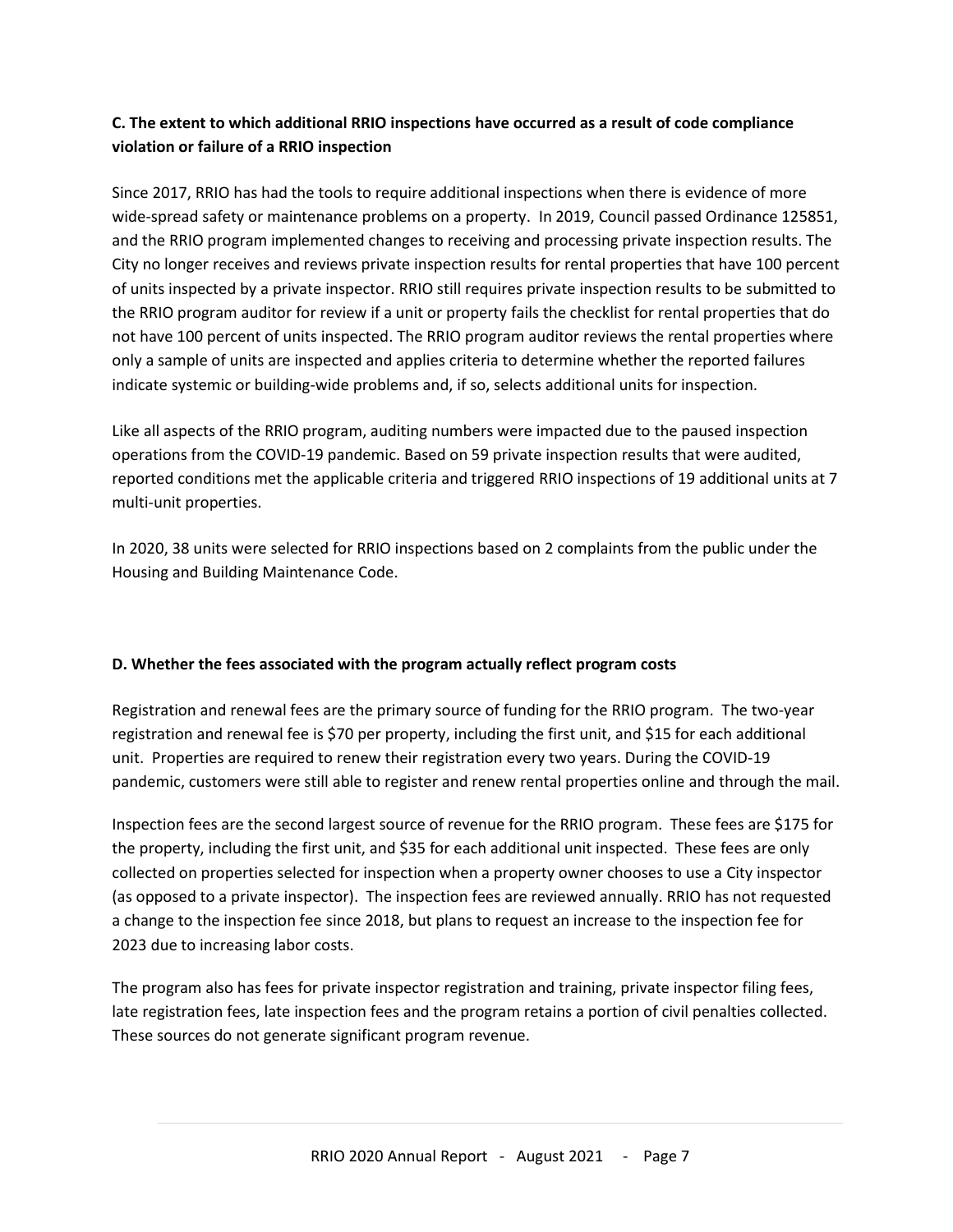**C. The extent to which additional RRIO inspections have occurred as a result of code compliance violation or failure of a RRIO inspection**

Since 2017, RRIO has had the tools to require additional inspections when there is evidence of more wide-spread safety or maintenance problems on a property. In 2019, Council passed Ordinance 125851, and the RRIO program implemented changes to receiving and processing private inspection results. The City no longer receives and reviews private inspection results for rental properties that have 100 percent of units inspected by a private inspector. RRIO still requires private inspection results to be submitted to the RRIO program auditor for review if a unit or property fails the checklist for rental properties that do not have 100 percent of units inspected. The RRIO program auditor reviews the rental properties where only a sample of units are inspected and applies criteria to determine whether the reported failures indicate systemic or building-wide problems and, if so, selects additional units for inspection.

Like all aspects of the RRIO program, auditing numbers were impacted due to the paused inspection operations from the COVID-19 pandemic. Based on 59 private inspection results that were audited, reported conditions met the applicable criteria and triggered RRIO inspections of 19 additional units at 7 multi-unit properties.

In 2020, 38 units were selected for RRIO inspections based on 2 complaints from the public under the Housing and Building Maintenance Code.

**D. Whether the fees associated with the program actually reflect program costs**

Registration and renewal fees are the primary source of funding for the RRIO program. The two-year registration and renewal fee is $70 per property, including the first unit, and $15 for each additional unit. Properties are required to renew their registration every two years. During the COVID-19 pandemic, customers were still able to register and renew rental properties online and through the mail.

Inspection fees are the second largest source of revenue for the RRIO program. These fees are $175 for the property, including the first unit, and $35 for each additional unit inspected. These fees are only collected on properties selected for inspection when a property owner chooses to use a City inspector (as opposed to a private inspector). The inspection fees are reviewed annually. RRIO has not requested a change to the inspection fee since 2018, but plans to request an increase to the inspection fee for 2023 due to increasing labor costs.

The program also has fees for private inspector registration and training, private inspector filing fees, late registration fees, late inspection fees and the program retains a portion of civil penalties collected. These sources do not generate significant program revenue.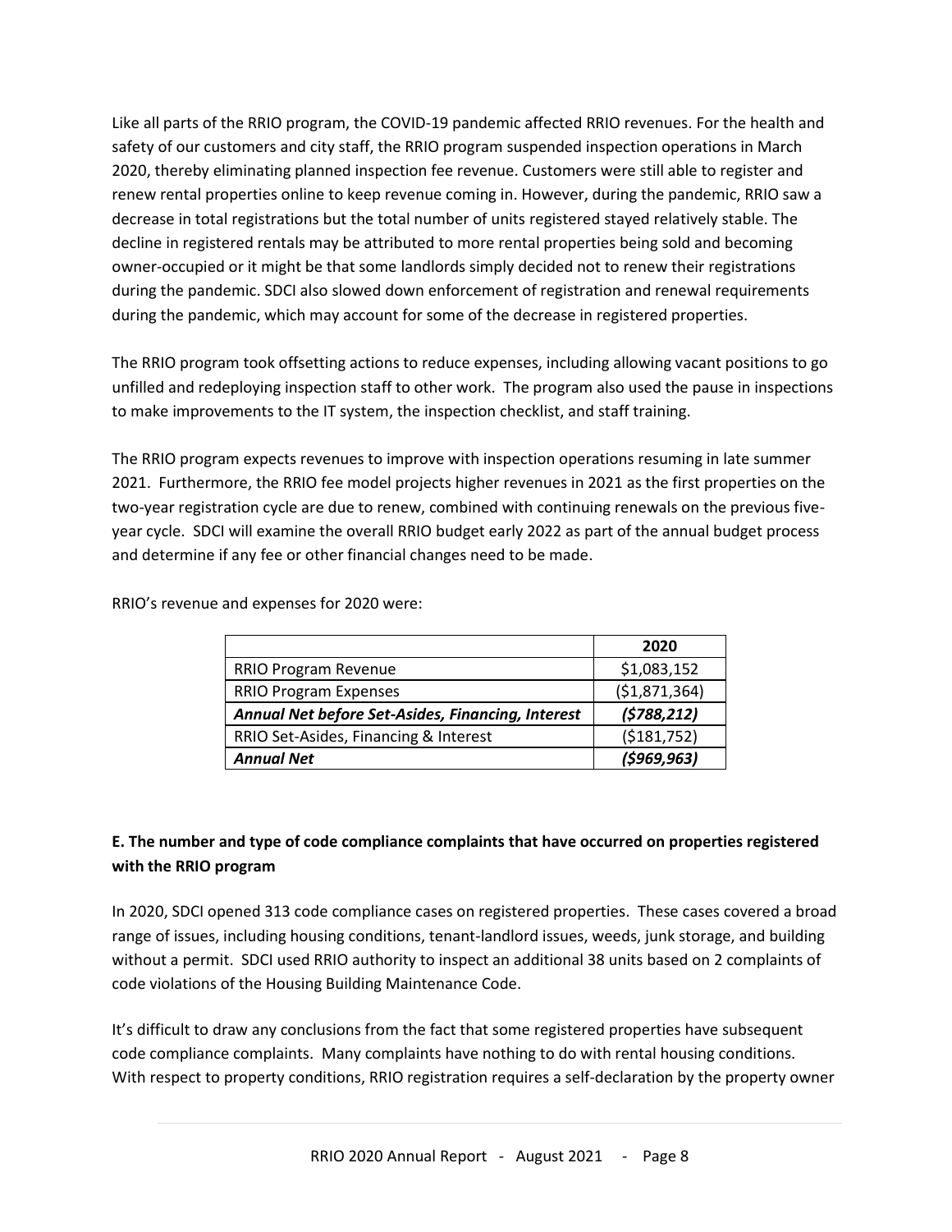Like all parts of the RRIO program, the COVID-19 pandemic affected RRIO revenues. For the health and safety of our customers and city staff, the RRIO program suspended inspection operations in March 2020, thereby eliminating planned inspection fee revenue. Customers were still able to register and renew rental properties online to keep revenue coming in. However, during the pandemic, RRIO saw a decrease in total registrations but the total number of units registered stayed relatively stable. The decline in registered rentals may be attributed to more rental properties being sold and becoming owner-occupied or it might be that some landlords simply decided not to renew their registrations during the pandemic. SDCI also slowed down enforcement of registration and renewal requirements during the pandemic, which may account for some of the decrease in registered properties.

The RRIO program took offsetting actions to reduce expenses, including allowing vacant positions to go unfilled and redeploying inspection staff to other work. The program also used the pause in inspections to make improvements to the IT system, the inspection checklist, and staff training.

The RRIO program expects revenues to improve with inspection operations resuming in late summer 2021. Furthermore, the RRIO fee model projects higher revenues in 2021 as the first properties on the two-year registration cycle are due to renew, combined with continuing renewals on the previous five-year cycle. SDCI will examine the overall RRIO budget early 2022 as part of the annual budget process and determine if any fee or other financial changes need to be made.

RRIO's revenue and expenses for 2020 were:

| | **2020** |
|---|---|
| RRIO Program Revenue | $1,083,152 |
| RRIO Program Expenses | ($1,871,364) |
| ***Annual Net before Set-Asides, Financing, Interest*** | ***($788,212)*** |
| RRIO Set-Asides, Financing & Interest | ($181,752) |
| ***Annual Net*** | ***($969,963)*** |

**E. The number and type of code compliance complaints that have occurred on properties registered with the RRIO program**

In 2020, SDCI opened 313 code compliance cases on registered properties. These cases covered a broad range of issues, including housing conditions, tenant-landlord issues, weeds, junk storage, and building without a permit. SDCI used RRIO authority to inspect an additional 38 units based on 2 complaints of code violations of the Housing Building Maintenance Code.

It's difficult to draw any conclusions from the fact that some registered properties have subsequent code compliance complaints. Many complaints have nothing to do with rental housing conditions. With respect to property conditions, RRIO registration requires a self-declaration by the property owner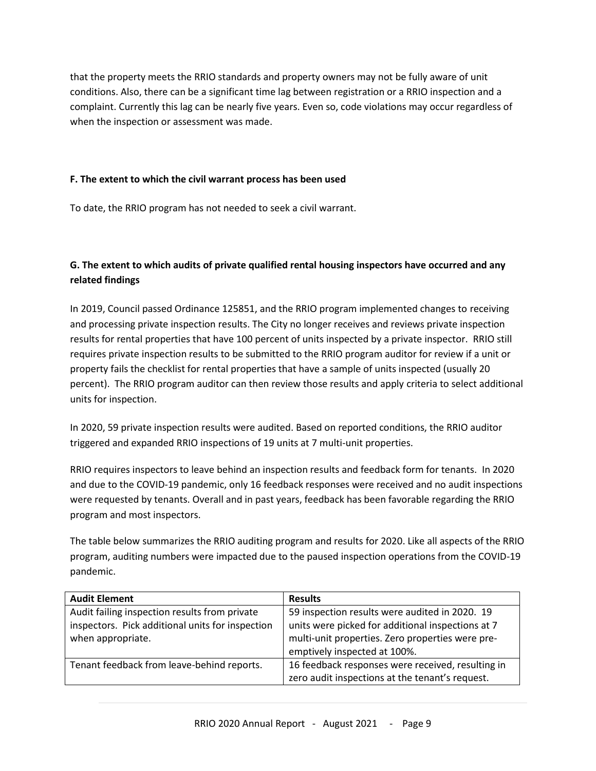that the property meets the RRIO standards and property owners may not be fully aware of unit conditions. Also, there can be a significant time lag between registration or a RRIO inspection and a complaint. Currently this lag can be nearly five years. Even so, code violations may occur regardless of when the inspection or assessment was made.

**F. The extent to which the civil warrant process has been used**

To date, the RRIO program has not needed to seek a civil warrant.

**G. The extent to which audits of private qualified rental housing inspectors have occurred and any related findings**

In 2019, Council passed Ordinance 125851, and the RRIO program implemented changes to receiving and processing private inspection results. The City no longer receives and reviews private inspection results for rental properties that have 100 percent of units inspected by a private inspector. RRIO still requires private inspection results to be submitted to the RRIO program auditor for review if a unit or property fails the checklist for rental properties that have a sample of units inspected (usually 20 percent). The RRIO program auditor can then review those results and apply criteria to select additional units for inspection.

In 2020, 59 private inspection results were audited. Based on reported conditions, the RRIO auditor triggered and expanded RRIO inspections of 19 units at 7 multi-unit properties.

RRIO requires inspectors to leave behind an inspection results and feedback form for tenants. In 2020 and due to the COVID-19 pandemic, only 16 feedback responses were received and no audit inspections were requested by tenants. Overall and in past years, feedback has been favorable regarding the RRIO program and most inspectors.

The table below summarizes the RRIO auditing program and results for 2020. Like all aspects of the RRIO program, auditing numbers were impacted due to the paused inspection operations from the COVID-19 pandemic.

| Audit Element | Results |
|---|---|
| Audit failing inspection results from private inspectors. Pick additional units for inspection when appropriate. | 59 inspection results were audited in 2020. 19 units were picked for additional inspections at 7 multi-unit properties. Zero properties were pre-emptively inspected at 100%. |
| Tenant feedback from leave-behind reports. | 16 feedback responses were received, resulting in zero audit inspections at the tenant's request. |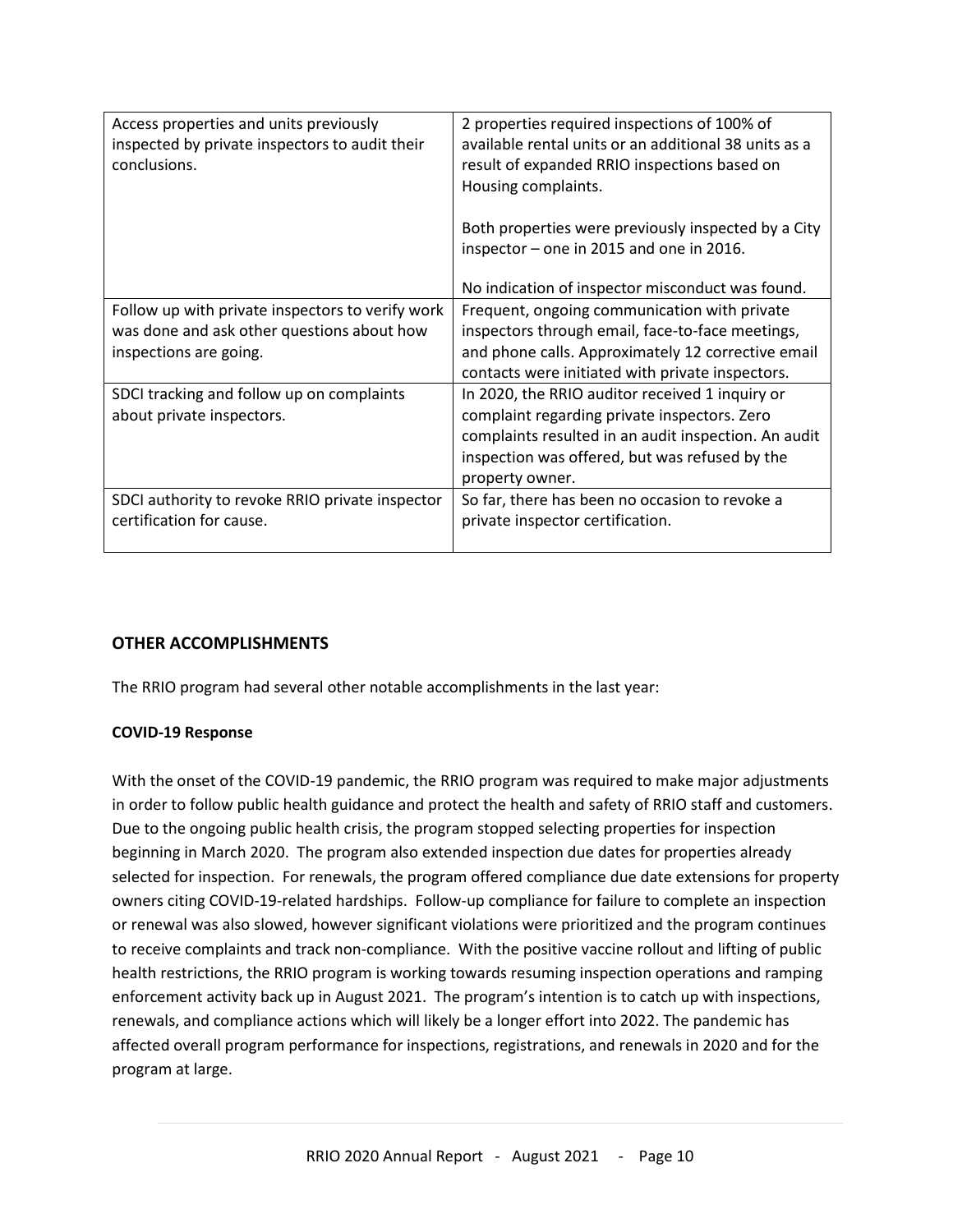| | |
|---|---|
| Access properties and units previously inspected by private inspectors to audit their conclusions. | 2 properties required inspections of 100% of available rental units or an additional 38 units as a result of expanded RRIO inspections based on Housing complaints.<br><br>Both properties were previously inspected by a City inspector – one in 2015 and one in 2016.<br><br>No indication of inspector misconduct was found. |
| Follow up with private inspectors to verify work was done and ask other questions about how inspections are going. | Frequent, ongoing communication with private inspectors through email, face-to-face meetings, and phone calls. Approximately 12 corrective email contacts were initiated with private inspectors. |
| SDCI tracking and follow up on complaints about private inspectors. | In 2020, the RRIO auditor received 1 inquiry or complaint regarding private inspectors. Zero complaints resulted in an audit inspection. An audit inspection was offered, but was refused by the property owner. |
| SDCI authority to revoke RRIO private inspector certification for cause. | So far, there has been no occasion to revoke a private inspector certification. |

## OTHER ACCOMPLISHMENTS

The RRIO program had several other notable accomplishments in the last year:

### COVID-19 Response

With the onset of the COVID-19 pandemic, the RRIO program was required to make major adjustments in order to follow public health guidance and protect the health and safety of RRIO staff and customers. Due to the ongoing public health crisis, the program stopped selecting properties for inspection beginning in March 2020. The program also extended inspection due dates for properties already selected for inspection. For renewals, the program offered compliance due date extensions for property owners citing COVID-19-related hardships. Follow-up compliance for failure to complete an inspection or renewal was also slowed, however significant violations were prioritized and the program continues to receive complaints and track non-compliance. With the positive vaccine rollout and lifting of public health restrictions, the RRIO program is working towards resuming inspection operations and ramping enforcement activity back up in August 2021. The program's intention is to catch up with inspections, renewals, and compliance actions which will likely be a longer effort into 2022. The pandemic has affected overall program performance for inspections, registrations, and renewals in 2020 and for the program at large.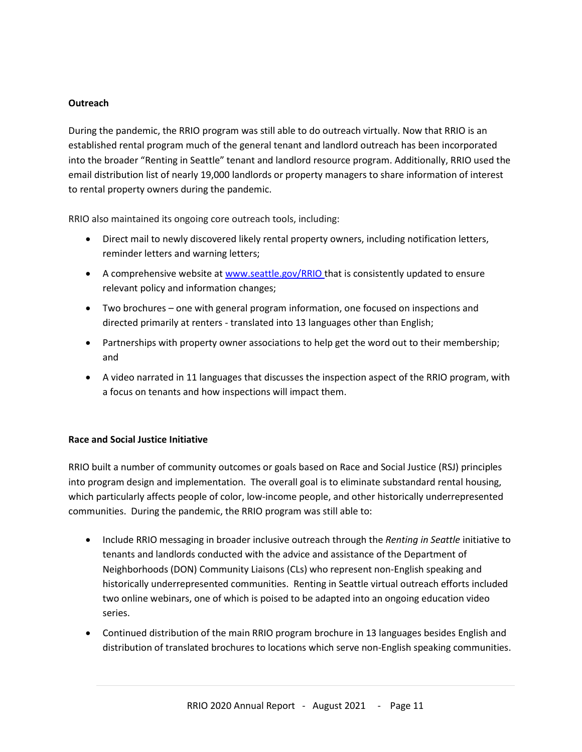**Outreach**

During the pandemic, the RRIO program was still able to do outreach virtually. Now that RRIO is an established rental program much of the general tenant and landlord outreach has been incorporated into the broader "Renting in Seattle" tenant and landlord resource program. Additionally, RRIO used the email distribution list of nearly 19,000 landlords or property managers to share information of interest to rental property owners during the pandemic.

RRIO also maintained its ongoing core outreach tools, including:

- Direct mail to newly discovered likely rental property owners, including notification letters, reminder letters and warning letters;
- A comprehensive website at www.seattle.gov/RRIO that is consistently updated to ensure relevant policy and information changes;
- Two brochures – one with general program information, one focused on inspections and directed primarily at renters - translated into 13 languages other than English;
- Partnerships with property owner associations to help get the word out to their membership; and
- A video narrated in 11 languages that discusses the inspection aspect of the RRIO program, with a focus on tenants and how inspections will impact them.

**Race and Social Justice Initiative**

RRIO built a number of community outcomes or goals based on Race and Social Justice (RSJ) principles into program design and implementation. The overall goal is to eliminate substandard rental housing, which particularly affects people of color, low-income people, and other historically underrepresented communities. During the pandemic, the RRIO program was still able to:

- Include RRIO messaging in broader inclusive outreach through the *Renting in Seattle* initiative to tenants and landlords conducted with the advice and assistance of the Department of Neighborhoods (DON) Community Liaisons (CLs) who represent non-English speaking and historically underrepresented communities. Renting in Seattle virtual outreach efforts included two online webinars, one of which is poised to be adapted into an ongoing education video series.
- Continued distribution of the main RRIO program brochure in 13 languages besides English and distribution of translated brochures to locations which serve non-English speaking communities.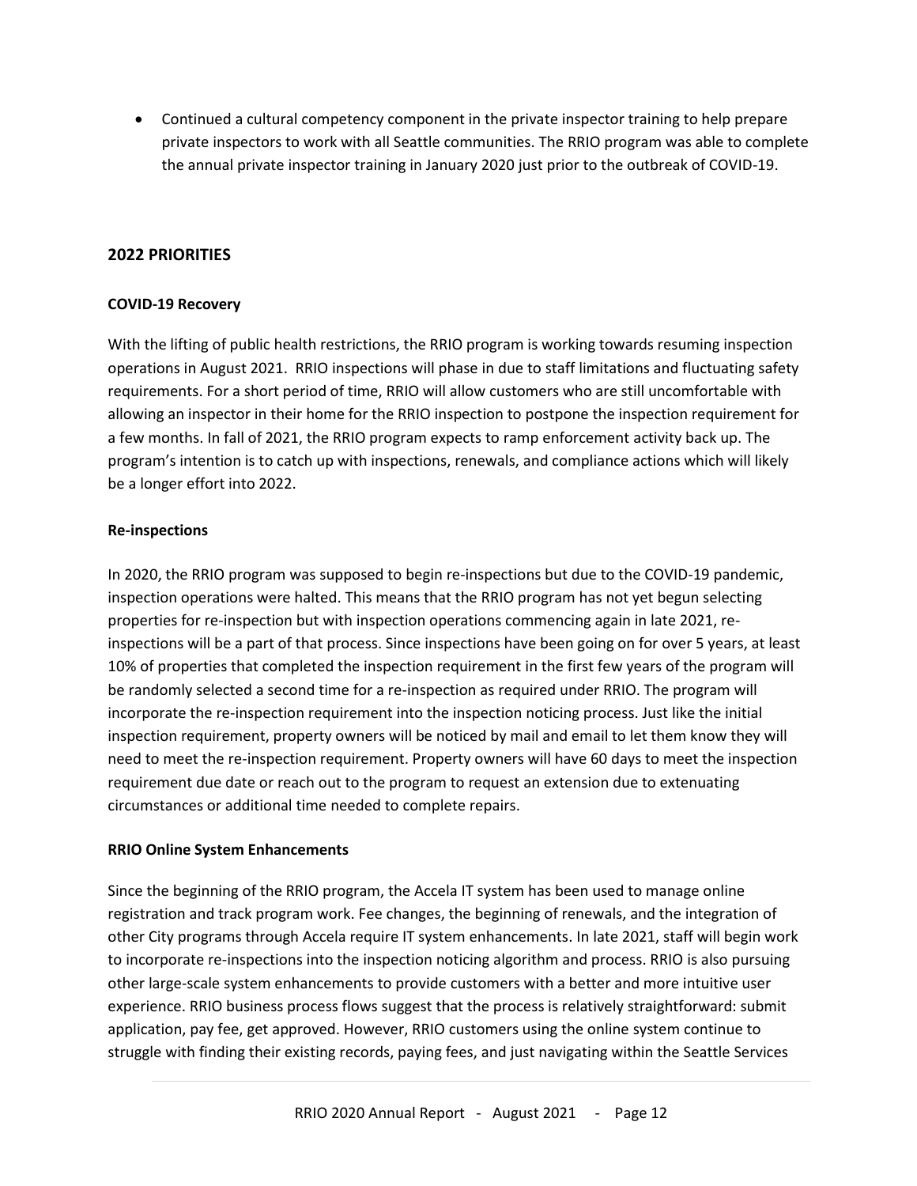- Continued a cultural competency component in the private inspector training to help prepare private inspectors to work with all Seattle communities. The RRIO program was able to complete the annual private inspector training in January 2020 just prior to the outbreak of COVID-19.

## 2022 PRIORITIES

**COVID-19 Recovery**

With the lifting of public health restrictions, the RRIO program is working towards resuming inspection operations in August 2021. RRIO inspections will phase in due to staff limitations and fluctuating safety requirements. For a short period of time, RRIO will allow customers who are still uncomfortable with allowing an inspector in their home for the RRIO inspection to postpone the inspection requirement for a few months. In fall of 2021, the RRIO program expects to ramp enforcement activity back up. The program's intention is to catch up with inspections, renewals, and compliance actions which will likely be a longer effort into 2022.

**Re-inspections**

In 2020, the RRIO program was supposed to begin re-inspections but due to the COVID-19 pandemic, inspection operations were halted. This means that the RRIO program has not yet begun selecting properties for re-inspection but with inspection operations commencing again in late 2021, re-inspections will be a part of that process. Since inspections have been going on for over 5 years, at least 10% of properties that completed the inspection requirement in the first few years of the program will be randomly selected a second time for a re-inspection as required under RRIO. The program will incorporate the re-inspection requirement into the inspection noticing process. Just like the initial inspection requirement, property owners will be noticed by mail and email to let them know they will need to meet the re-inspection requirement. Property owners will have 60 days to meet the inspection requirement due date or reach out to the program to request an extension due to extenuating circumstances or additional time needed to complete repairs.

**RRIO Online System Enhancements**

Since the beginning of the RRIO program, the Accela IT system has been used to manage online registration and track program work. Fee changes, the beginning of renewals, and the integration of other City programs through Accela require IT system enhancements. In late 2021, staff will begin work to incorporate re-inspections into the inspection noticing algorithm and process. RRIO is also pursuing other large-scale system enhancements to provide customers with a better and more intuitive user experience. RRIO business process flows suggest that the process is relatively straightforward: submit application, pay fee, get approved. However, RRIO customers using the online system continue to struggle with finding their existing records, paying fees, and just navigating within the Seattle Services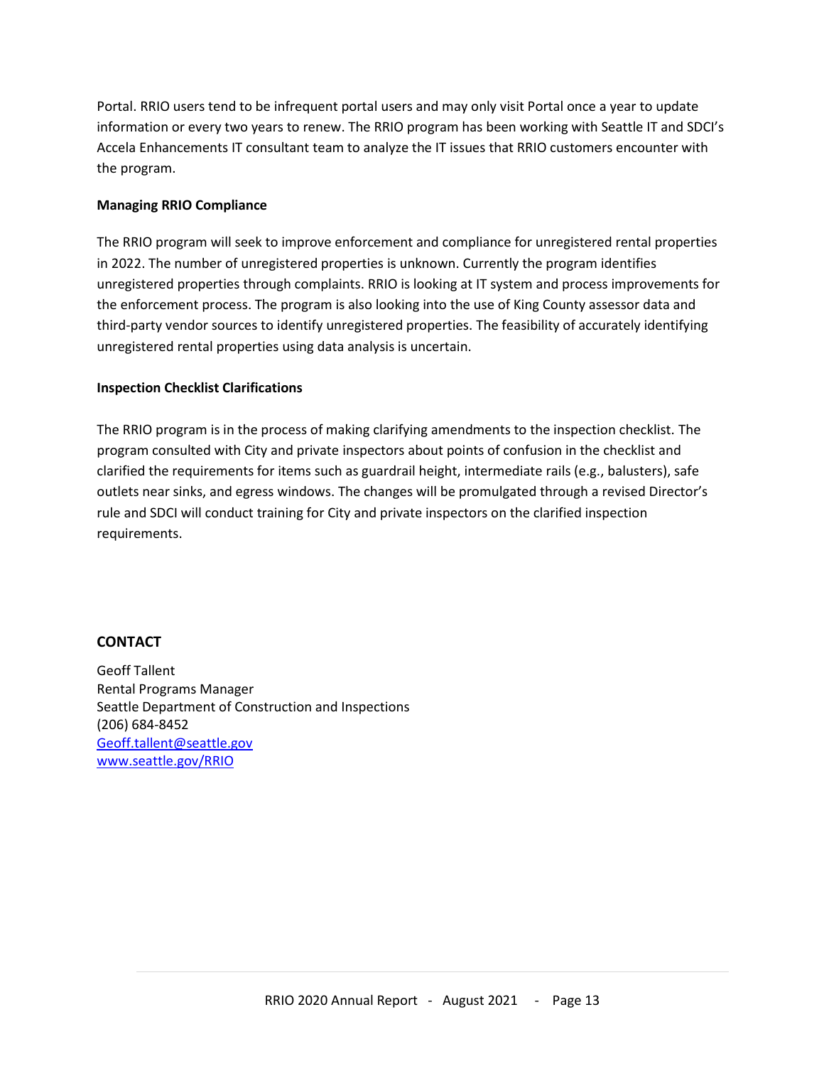Portal. RRIO users tend to be infrequent portal users and may only visit Portal once a year to update information or every two years to renew. The RRIO program has been working with Seattle IT and SDCI's Accela Enhancements IT consultant team to analyze the IT issues that RRIO customers encounter with the program.

**Managing RRIO Compliance**

The RRIO program will seek to improve enforcement and compliance for unregistered rental properties in 2022. The number of unregistered properties is unknown. Currently the program identifies unregistered properties through complaints. RRIO is looking at IT system and process improvements for the enforcement process. The program is also looking into the use of King County assessor data and third-party vendor sources to identify unregistered properties. The feasibility of accurately identifying unregistered rental properties using data analysis is uncertain.

**Inspection Checklist Clarifications**

The RRIO program is in the process of making clarifying amendments to the inspection checklist. The program consulted with City and private inspectors about points of confusion in the checklist and clarified the requirements for items such as guardrail height, intermediate rails (e.g., balusters), safe outlets near sinks, and egress windows. The changes will be promulgated through a revised Director's rule and SDCI will conduct training for City and private inspectors on the clarified inspection requirements.

## CONTACT

Geoff Tallent
Rental Programs Manager
Seattle Department of Construction and Inspections
(206) 684-8452
[Geoff.tallent@seattle.gov](mailto:Geoff.tallent@seattle.gov)
[www.seattle.gov/RRIO](http://www.seattle.gov/RRIO)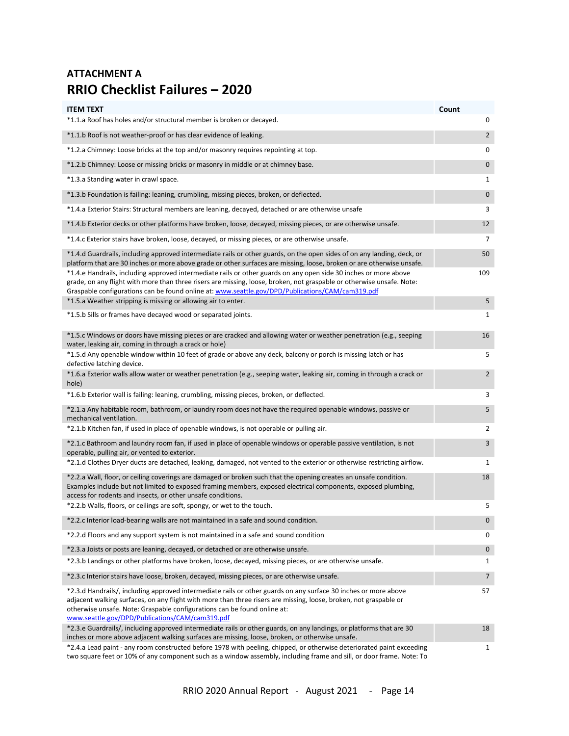## ATTACHMENT A

# RRIO Checklist Failures – 2020

| ITEM TEXT | Count |
|---|---|
| *1.1.a Roof has holes and/or structural member is broken or decayed. | 0 |
| *1.1.b Roof is not weather-proof or has clear evidence of leaking. | 2 |
| *1.2.a Chimney: Loose bricks at the top and/or masonry requires repointing at top. | 0 |
| *1.2.b Chimney: Loose or missing bricks or masonry in middle or at chimney base. | 0 |
| *1.3.a Standing water in crawl space. | 1 |
| *1.3.b Foundation is failing: leaning, crumbling, missing pieces, broken, or deflected. | 0 |
| *1.4.a Exterior Stairs: Structural members are leaning, decayed, detached or are otherwise unsafe | 3 |
| *1.4.b Exterior decks or other platforms have broken, loose, decayed, missing pieces, or are otherwise unsafe. | 12 |
| *1.4.c Exterior stairs have broken, loose, decayed, or missing pieces, or are otherwise unsafe. | 7 |
| *1.4.d Guardrails, including approved intermediate rails or other guards, on the open sides of on any landing, deck, or platform that are 30 inches or more above grade or other surfaces are missing, loose, broken or are otherwise unsafe. | 50 |
| *1.4.e Handrails, including approved intermediate rails or other guards on any open side 30 inches or more above grade, on any flight with more than three risers are missing, loose, broken, not graspable or otherwise unsafe. Note: Graspable configurations can be found online at: www.seattle.gov/DPD/Publications/CAM/cam319.pdf | 109 |
| *1.5.a Weather stripping is missing or allowing air to enter. | 5 |
| *1.5.b Sills or frames have decayed wood or separated joints. | 1 |
| *1.5.c Windows or doors have missing pieces or are cracked and allowing water or weather penetration (e.g., seeping water, leaking air, coming in through a crack or hole) | 16 |
| *1.5.d Any openable window within 10 feet of grade or above any deck, balcony or porch is missing latch or has defective latching device. | 5 |
| *1.6.a Exterior walls allow water or weather penetration (e.g., seeping water, leaking air, coming in through a crack or hole) | 2 |
| *1.6.b Exterior wall is failing: leaning, crumbling, missing pieces, broken, or deflected. | 3 |
| *2.1.a Any habitable room, bathroom, or laundry room does not have the required openable windows, passive or mechanical ventilation. | 5 |
| *2.1.b Kitchen fan, if used in place of openable windows, is not operable or pulling air. | 2 |
| *2.1.c Bathroom and laundry room fan, if used in place of openable windows or operable passive ventilation, is not operable, pulling air, or vented to exterior. | 3 |
| *2.1.d Clothes Dryer ducts are detached, leaking, damaged, not vented to the exterior or otherwise restricting airflow. | 1 |
| *2.2.a Wall, floor, or ceiling coverings are damaged or broken such that the opening creates an unsafe condition. Examples include but not limited to exposed framing members, exposed electrical components, exposed plumbing, access for rodents and insects, or other unsafe conditions. | 18 |
| *2.2.b Walls, floors, or ceilings are soft, spongy, or wet to the touch. | 5 |
| *2.2.c Interior load-bearing walls are not maintained in a safe and sound condition. | 0 |
| *2.2.d Floors and any support system is not maintained in a safe and sound condition | 0 |
| *2.3.a Joists or posts are leaning, decayed, or detached or are otherwise unsafe. | 0 |
| *2.3.b Landings or other platforms have broken, loose, decayed, missing pieces, or are otherwise unsafe. | 1 |
| *2.3.c Interior stairs have loose, broken, decayed, missing pieces, or are otherwise unsafe. | 7 |
| *2.3.d Handrails/, including approved intermediate rails or other guards on any surface 30 inches or more above adjacent walking surfaces, on any flight with more than three risers are missing, loose, broken, not graspable or otherwise unsafe. Note: Graspable configurations can be found online at: www.seattle.gov/DPD/Publications/CAM/cam319.pdf | 57 |
| *2.3.e Guardrails/, including approved intermediate rails or other guards, on any landings, or platforms that are 30 inches or more above adjacent walking surfaces are missing, loose, broken, or otherwise unsafe. | 18 |
| *2.4.a Lead paint - any room constructed before 1978 with peeling, chipped, or otherwise deteriorated paint exceeding two square feet or 10% of any component such as a window assembly, including frame and sill, or door frame. Note: To | 1 |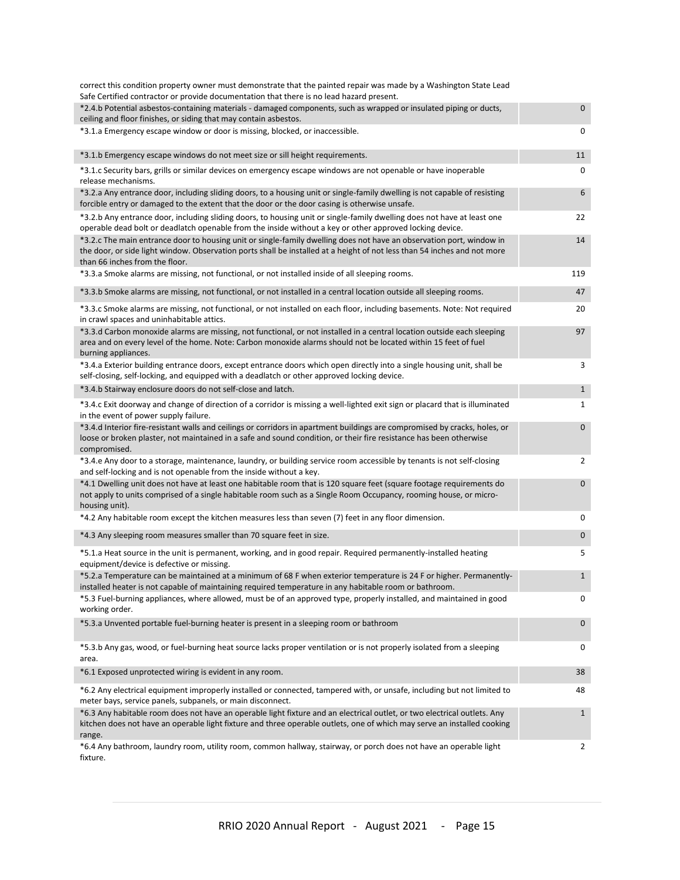| | |
|---|---|
| correct this condition property owner must demonstrate that the painted repair was made by a Washington State Lead Safe Certified contractor or provide documentation that there is no lead hazard present. | |
| *2.4.b Potential asbestos-containing materials - damaged components, such as wrapped or insulated piping or ducts, ceiling and floor finishes, or siding that may contain asbestos. | 0 |
| *3.1.a Emergency escape window or door is missing, blocked, or inaccessible. | 0 |
| *3.1.b Emergency escape windows do not meet size or sill height requirements. | 11 |
| *3.1.c Security bars, grills or similar devices on emergency escape windows are not openable or have inoperable release mechanisms. | 0 |
| *3.2.a Any entrance door, including sliding doors, to a housing unit or single-family dwelling is not capable of resisting forcible entry or damaged to the extent that the door or the door casing is otherwise unsafe. | 6 |
| *3.2.b Any entrance door, including sliding doors, to housing unit or single-family dwelling does not have at least one operable dead bolt or deadlatch openable from the inside without a key or other approved locking device. | 22 |
| *3.2.c The main entrance door to housing unit or single-family dwelling does not have an observation port, window in the door, or side light window. Observation ports shall be installed at a height of not less than 54 inches and not more than 66 inches from the floor. | 14 |
| *3.3.a Smoke alarms are missing, not functional, or not installed inside of all sleeping rooms. | 119 |
| *3.3.b Smoke alarms are missing, not functional, or not installed in a central location outside all sleeping rooms. | 47 |
| *3.3.c Smoke alarms are missing, not functional, or not installed on each floor, including basements. Note: Not required in crawl spaces and uninhabitable attics. | 20 |
| *3.3.d Carbon monoxide alarms are missing, not functional, or not installed in a central location outside each sleeping area and on every level of the home. Note: Carbon monoxide alarms should not be located within 15 feet of fuel burning appliances. | 97 |
| *3.4.a Exterior building entrance doors, except entrance doors which open directly into a single housing unit, shall be self-closing, self-locking, and equipped with a deadlatch or other approved locking device. | 3 |
| *3.4.b Stairway enclosure doors do not self-close and latch. | 1 |
| *3.4.c Exit doorway and change of direction of a corridor is missing a well-lighted exit sign or placard that is illuminated in the event of power supply failure. | 1 |
| *3.4.d Interior fire-resistant walls and ceilings or corridors in apartment buildings are compromised by cracks, holes, or loose or broken plaster, not maintained in a safe and sound condition, or their fire resistance has been otherwise compromised. | 0 |
| *3.4.e Any door to a storage, maintenance, laundry, or building service room accessible by tenants is not self-closing and self-locking and is not openable from the inside without a key. | 2 |
| *4.1 Dwelling unit does not have at least one habitable room that is 120 square feet (square footage requirements do not apply to units comprised of a single habitable room such as a Single Room Occupancy, rooming house, or micro-housing unit). | 0 |
| *4.2 Any habitable room except the kitchen measures less than seven (7) feet in any floor dimension. | 0 |
| *4.3 Any sleeping room measures smaller than 70 square feet in size. | 0 |
| *5.1.a Heat source in the unit is permanent, working, and in good repair. Required permanently-installed heating equipment/device is defective or missing. | 5 |
| *5.2.a Temperature can be maintained at a minimum of 68 F when exterior temperature is 24 F or higher. Permanently-installed heater is not capable of maintaining required temperature in any habitable room or bathroom. | 1 |
| *5.3 Fuel-burning appliances, where allowed, must be of an approved type, properly installed, and maintained in good working order. | 0 |
| *5.3.a Unvented portable fuel-burning heater is present in a sleeping room or bathroom | 0 |
| *5.3.b Any gas, wood, or fuel-burning heat source lacks proper ventilation or is not properly isolated from a sleeping area. | 0 |
| *6.1 Exposed unprotected wiring is evident in any room. | 38 |
| *6.2 Any electrical equipment improperly installed or connected, tampered with, or unsafe, including but not limited to meter bays, service panels, subpanels, or main disconnect. | 48 |
| *6.3 Any habitable room does not have an operable light fixture and an electrical outlet, or two electrical outlets. Any kitchen does not have an operable light fixture and three operable outlets, one of which may serve an installed cooking range. | 1 |
| *6.4 Any bathroom, laundry room, utility room, common hallway, stairway, or porch does not have an operable light fixture. | 2 |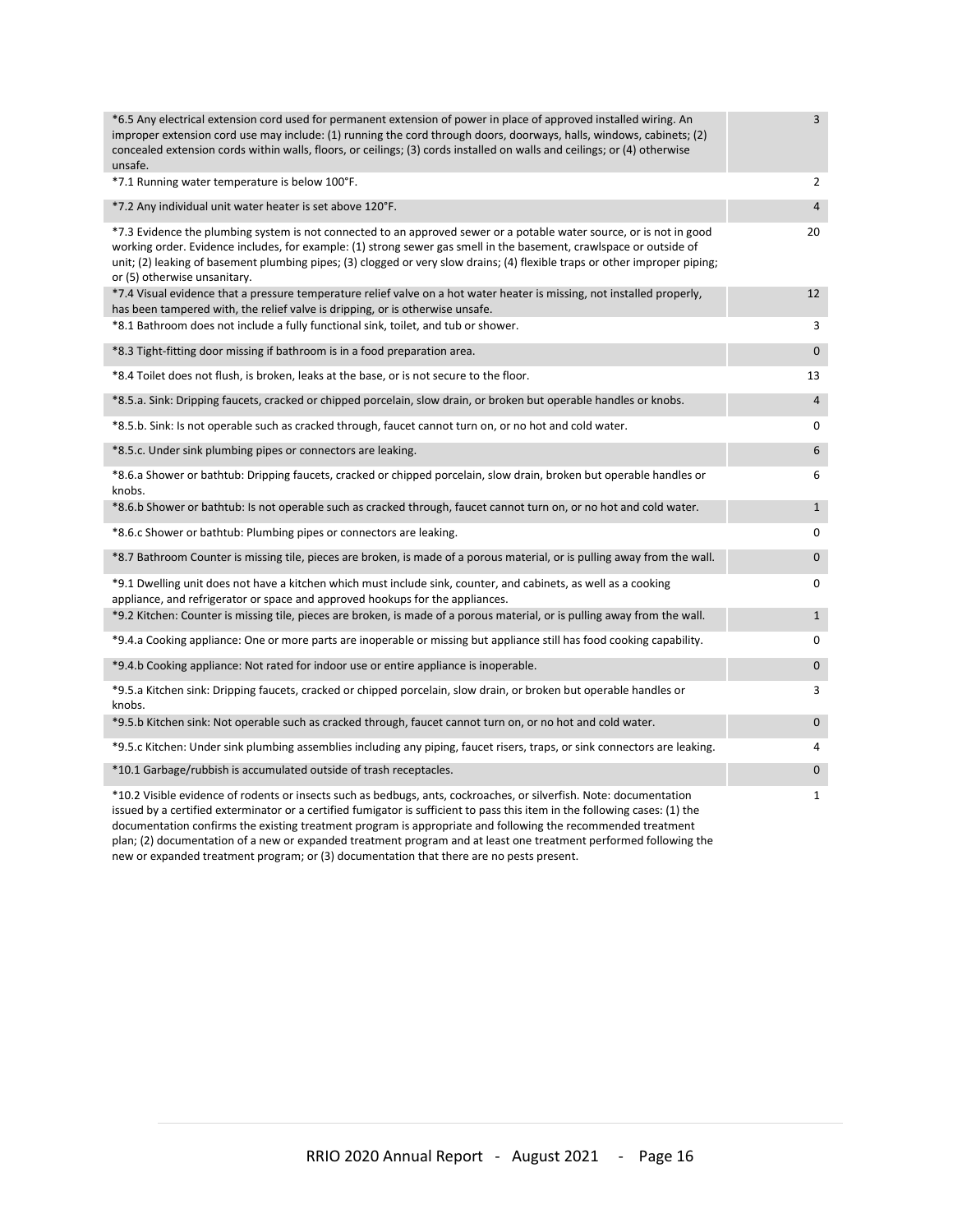| | |
|---|---|
| *6.5 Any electrical extension cord used for permanent extension of power in place of approved installed wiring. An improper extension cord use may include: (1) running the cord through doors, doorways, halls, windows, cabinets; (2) concealed extension cords within walls, floors, or ceilings; (3) cords installed on walls and ceilings; or (4) otherwise unsafe. | 3 |
| *7.1 Running water temperature is below 100°F. | 2 |
| *7.2 Any individual unit water heater is set above 120°F. | 4 |
| *7.3 Evidence the plumbing system is not connected to an approved sewer or a potable water source, or is not in good working order. Evidence includes, for example: (1) strong sewer gas smell in the basement, crawlspace or outside of unit; (2) leaking of basement plumbing pipes; (3) clogged or very slow drains; (4) flexible traps or other improper piping; or (5) otherwise unsanitary. | 20 |
| *7.4 Visual evidence that a pressure temperature relief valve on a hot water heater is missing, not installed properly, has been tampered with, the relief valve is dripping, or is otherwise unsafe. | 12 |
| *8.1 Bathroom does not include a fully functional sink, toilet, and tub or shower. | 3 |
| *8.3 Tight-fitting door missing if bathroom is in a food preparation area. | 0 |
| *8.4 Toilet does not flush, is broken, leaks at the base, or is not secure to the floor. | 13 |
| *8.5.a. Sink: Dripping faucets, cracked or chipped porcelain, slow drain, or broken but operable handles or knobs. | 4 |
| *8.5.b. Sink: Is not operable such as cracked through, faucet cannot turn on, or no hot and cold water. | 0 |
| *8.5.c. Under sink plumbing pipes or connectors are leaking. | 6 |
| *8.6.a Shower or bathtub: Dripping faucets, cracked or chipped porcelain, slow drain, broken but operable handles or knobs. | 6 |
| *8.6.b Shower or bathtub: Is not operable such as cracked through, faucet cannot turn on, or no hot and cold water. | 1 |
| *8.6.c Shower or bathtub: Plumbing pipes or connectors are leaking. | 0 |
| *8.7 Bathroom Counter is missing tile, pieces are broken, is made of a porous material, or is pulling away from the wall. | 0 |
| *9.1 Dwelling unit does not have a kitchen which must include sink, counter, and cabinets, as well as a cooking appliance, and refrigerator or space and approved hookups for the appliances. | 0 |
| *9.2 Kitchen: Counter is missing tile, pieces are broken, is made of a porous material, or is pulling away from the wall. | 1 |
| *9.4.a Cooking appliance: One or more parts are inoperable or missing but appliance still has food cooking capability. | 0 |
| *9.4.b Cooking appliance: Not rated for indoor use or entire appliance is inoperable. | 0 |
| *9.5.a Kitchen sink: Dripping faucets, cracked or chipped porcelain, slow drain, or broken but operable handles or knobs. | 3 |
| *9.5.b Kitchen sink: Not operable such as cracked through, faucet cannot turn on, or no hot and cold water. | 0 |
| *9.5.c Kitchen: Under sink plumbing assemblies including any piping, faucet risers, traps, or sink connectors are leaking. | 4 |
| *10.1 Garbage/rubbish is accumulated outside of trash receptacles. | 0 |
| *10.2 Visible evidence of rodents or insects such as bedbugs, ants, cockroaches, or silverfish. Note: documentation issued by a certified exterminator or a certified fumigator is sufficient to pass this item in the following cases: (1) the documentation confirms the existing treatment program is appropriate and following the recommended treatment plan; (2) documentation of a new or expanded treatment program and at least one treatment performed following the new or expanded treatment program; or (3) documentation that there are no pests present. | 1 |